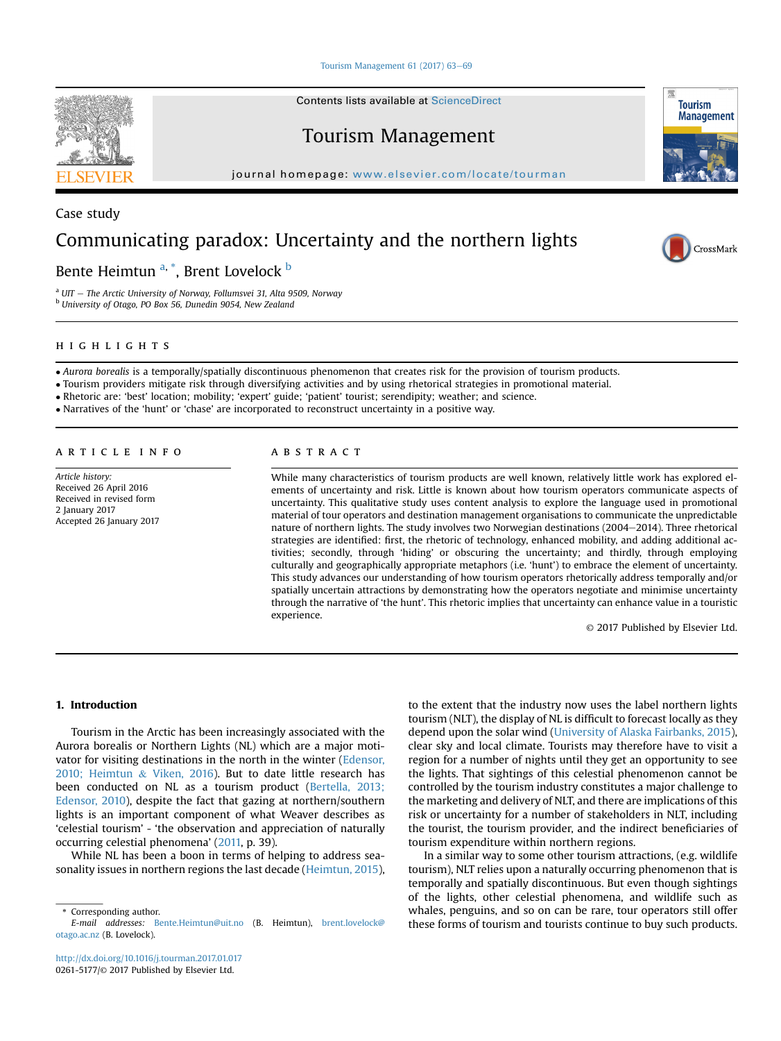Case study

# Communicating paradox: Uncertainty and the northern lights

Bente Heimtun [a,*], Brent Lovelock [b]

[a] UIT – The Arctic University of Norway, Follumsvei 31, Alta 9509, Norway
[b] University of Otago, PO Box 56, Dunedin 9054, New Zealand

## HIGHLIGHTS

- *Aurora borealis* is a temporally/spatially discontinuous phenomenon that creates risk for the provision of tourism products.
- Tourism providers mitigate risk through diversifying activities and by using rhetorical strategies in promotional material.
- Rhetoric are: 'best' location; mobility; 'expert' guide; 'patient' tourist; serendipity; weather; and science.
- Narratives of the 'hunt' or 'chase' are incorporated to reconstruct uncertainty in a positive way.

## ARTICLE INFO

*Article history:*
Received 26 April 2016
Received in revised form
2 January 2017
Accepted 26 January 2017

## ABSTRACT

While many characteristics of tourism products are well known, relatively little work has explored elements of uncertainty and risk. Little is known about how tourism operators communicate aspects of uncertainty. This qualitative study uses content analysis to explore the language used in promotional material of tour operators and destination management organisations to communicate the unpredictable nature of northern lights. The study involves two Norwegian destinations (2004–2014). Three rhetorical strategies are identified: first, the rhetoric of technology, enhanced mobility, and adding additional activities; secondly, through 'hiding' or obscuring the uncertainty; and thirdly, through employing culturally and geographically appropriate metaphors (i.e. 'hunt') to embrace the element of uncertainty. This study advances our understanding of how tourism operators rhetorically address temporally and/or spatially uncertain attractions by demonstrating how the operators negotiate and minimise uncertainty through the narrative of 'the hunt'. This rhetoric implies that uncertainty can enhance value in a touristic experience.

© 2017 Published by Elsevier Ltd.

## 1. Introduction

Tourism in the Arctic has been increasingly associated with the Aurora borealis or Northern Lights (NL) which are a major motivator for visiting destinations in the north in the winter (Edensor, 2010; Heimtun & Viken, 2016). But to date little research has been conducted on NL as a tourism product (Bertella, 2013; Edensor, 2010), despite the fact that gazing at northern/southern lights is an important component of what Weaver describes as 'celestial tourism' - 'the observation and appreciation of naturally occurring celestial phenomena' (2011, p. 39).

While NL has been a boon in terms of helping to address seasonality issues in northern regions the last decade (Heimtun, 2015), to the extent that the industry now uses the label northern lights tourism (NLT), the display of NL is difficult to forecast locally as they depend upon the solar wind (University of Alaska Fairbanks, 2015), clear sky and local climate. Tourists may therefore have to visit a region for a number of nights until they get an opportunity to see the lights. That sightings of this celestial phenomenon cannot be controlled by the tourism industry constitutes a major challenge to the marketing and delivery of NLT, and there are implications of this risk or uncertainty for a number of stakeholders in NLT, including the tourist, the tourism provider, and the indirect beneficiaries of tourism expenditure within northern regions.

In a similar way to some other tourism attractions, (e.g. wildlife tourism), NLT relies upon a naturally occurring phenomenon that is temporally and spatially discontinuous. But even though sightings of the lights, other celestial phenomena, and wildlife such as whales, penguins, and so on can be rare, tour operators still offer these forms of tourism and tourists continue to buy such products.

* Corresponding author.
*E-mail addresses:* Bente.Heimtun@uit.no (B. Heimtun), brent.lovelock@otago.ac.nz (B. Lovelock).

http://dx.doi.org/10.1016/j.tourman.2017.01.017
0261-5177/© 2017 Published by Elsevier Ltd.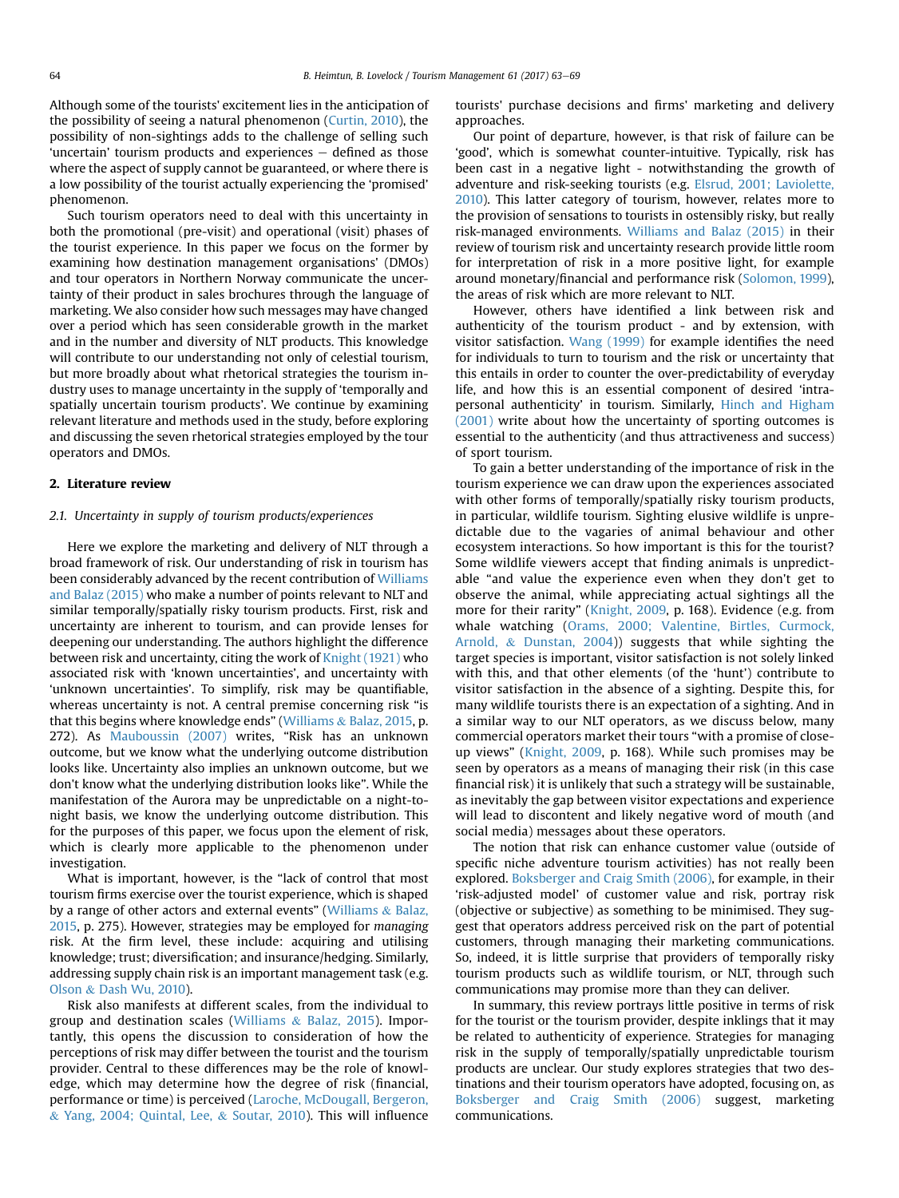Although some of the tourists' excitement lies in the anticipation of the possibility of seeing a natural phenomenon (Curtin, 2010), the possibility of non-sightings adds to the challenge of selling such 'uncertain' tourism products and experiences – defined as those where the aspect of supply cannot be guaranteed, or where there is a low possibility of the tourist actually experiencing the 'promised' phenomenon.

Such tourism operators need to deal with this uncertainty in both the promotional (pre-visit) and operational (visit) phases of the tourist experience. In this paper we focus on the former by examining how destination management organisations' (DMOs) and tour operators in Northern Norway communicate the uncertainty of their product in sales brochures through the language of marketing. We also consider how such messages may have changed over a period which has seen considerable growth in the market and in the number and diversity of NLT products. This knowledge will contribute to our understanding not only of celestial tourism, but more broadly about what rhetorical strategies the tourism industry uses to manage uncertainty in the supply of 'temporally and spatially uncertain tourism products'. We continue by examining relevant literature and methods used in the study, before exploring and discussing the seven rhetorical strategies employed by the tour operators and DMOs.

## 2. Literature review

### 2.1. Uncertainty in supply of tourism products/experiences

Here we explore the marketing and delivery of NLT through a broad framework of risk. Our understanding of risk in tourism has been considerably advanced by the recent contribution of Williams and Balaz (2015) who make a number of points relevant to NLT and similar temporally/spatially risky tourism products. First, risk and uncertainty are inherent to tourism, and can provide lenses for deepening our understanding. The authors highlight the difference between risk and uncertainty, citing the work of Knight (1921) who associated risk with 'known uncertainties', and uncertainty with 'unknown uncertainties'. To simplify, risk may be quantifiable, whereas uncertainty is not. A central premise concerning risk "is that this begins where knowledge ends" (Williams & Balaz, 2015, p. 272). As Mauboussin (2007) writes, "Risk has an unknown outcome, but we know what the underlying outcome distribution looks like. Uncertainty also implies an unknown outcome, but we don't know what the underlying distribution looks like". While the manifestation of the Aurora may be unpredictable on a night-to-night basis, we know the underlying outcome distribution. This for the purposes of this paper, we focus upon the element of risk, which is clearly more applicable to the phenomenon under investigation.

What is important, however, is the "lack of control that most tourism firms exercise over the tourist experience, which is shaped by a range of other actors and external events" (Williams & Balaz, 2015, p. 275). However, strategies may be employed for *managing* risk. At the firm level, these include: acquiring and utilising knowledge; trust; diversification; and insurance/hedging. Similarly, addressing supply chain risk is an important management task (e.g. Olson & Dash Wu, 2010).

Risk also manifests at different scales, from the individual to group and destination scales (Williams & Balaz, 2015). Importantly, this opens the discussion to consideration of how the perceptions of risk may differ between the tourist and the tourism provider. Central to these differences may be the role of knowledge, which may determine how the degree of risk (financial, performance or time) is perceived (Laroche, McDougall, Bergeron, & Yang, 2004; Quintal, Lee, & Soutar, 2010). This will influence tourists' purchase decisions and firms' marketing and delivery approaches.

Our point of departure, however, is that risk of failure can be 'good', which is somewhat counter-intuitive. Typically, risk has been cast in a negative light - notwithstanding the growth of adventure and risk-seeking tourists (e.g. Elsrud, 2001; Laviolette, 2010). This latter category of tourism, however, relates more to the provision of sensations to tourists in ostensibly risky, but really risk-managed environments. Williams and Balaz (2015) in their review of tourism risk and uncertainty research provide little room for interpretation of risk in a more positive light, for example around monetary/financial and performance risk (Solomon, 1999), the areas of risk which are more relevant to NLT.

However, others have identified a link between risk and authenticity of the tourism product - and by extension, with visitor satisfaction. Wang (1999) for example identifies the need for individuals to turn to tourism and the risk or uncertainty that this entails in order to counter the over-predictability of everyday life, and how this is an essential component of desired 'intra-personal authenticity' in tourism. Similarly, Hinch and Higham (2001) write about how the uncertainty of sporting outcomes is essential to the authenticity (and thus attractiveness and success) of sport tourism.

To gain a better understanding of the importance of risk in the tourism experience we can draw upon the experiences associated with other forms of temporally/spatially risky tourism products, in particular, wildlife tourism. Sighting elusive wildlife is unpredictable due to the vagaries of animal behaviour and other ecosystem interactions. So how important is this for the tourist? Some wildlife viewers accept that finding animals is unpredictable "and value the experience even when they don't get to observe the animal, while appreciating actual sightings all the more for their rarity" (Knight, 2009, p. 168). Evidence (e.g. from whale watching (Orams, 2000; Valentine, Birtles, Curmock, Arnold, & Dunstan, 2004)) suggests that while sighting the target species is important, visitor satisfaction is not solely linked with this, and that other elements (of the 'hunt') contribute to visitor satisfaction in the absence of a sighting. Despite this, for many wildlife tourists there is an expectation of a sighting. And in a similar way to our NLT operators, as we discuss below, many commercial operators market their tours "with a promise of close-up views" (Knight, 2009, p. 168). While such promises may be seen by operators as a means of managing their risk (in this case financial risk) it is unlikely that such a strategy will be sustainable, as inevitably the gap between visitor expectations and experience will lead to discontent and likely negative word of mouth (and social media) messages about these operators.

The notion that risk can enhance customer value (outside of specific niche adventure tourism activities) has not really been explored. Boksberger and Craig Smith (2006), for example, in their 'risk-adjusted model' of customer value and risk, portray risk (objective or subjective) as something to be minimised. They suggest that operators address perceived risk on the part of potential customers, through managing their marketing communications. So, indeed, it is little surprise that providers of temporally risky tourism products such as wildlife tourism, or NLT, through such communications may promise more than they can deliver.

In summary, this review portrays little positive in terms of risk for the tourist or the tourism provider, despite inklings that it may be related to authenticity of experience. Strategies for managing risk in the supply of temporally/spatially unpredictable tourism products are unclear. Our study explores strategies that two destinations and their tourism operators have adopted, focusing on, as Boksberger and Craig Smith (2006) suggest, marketing communications.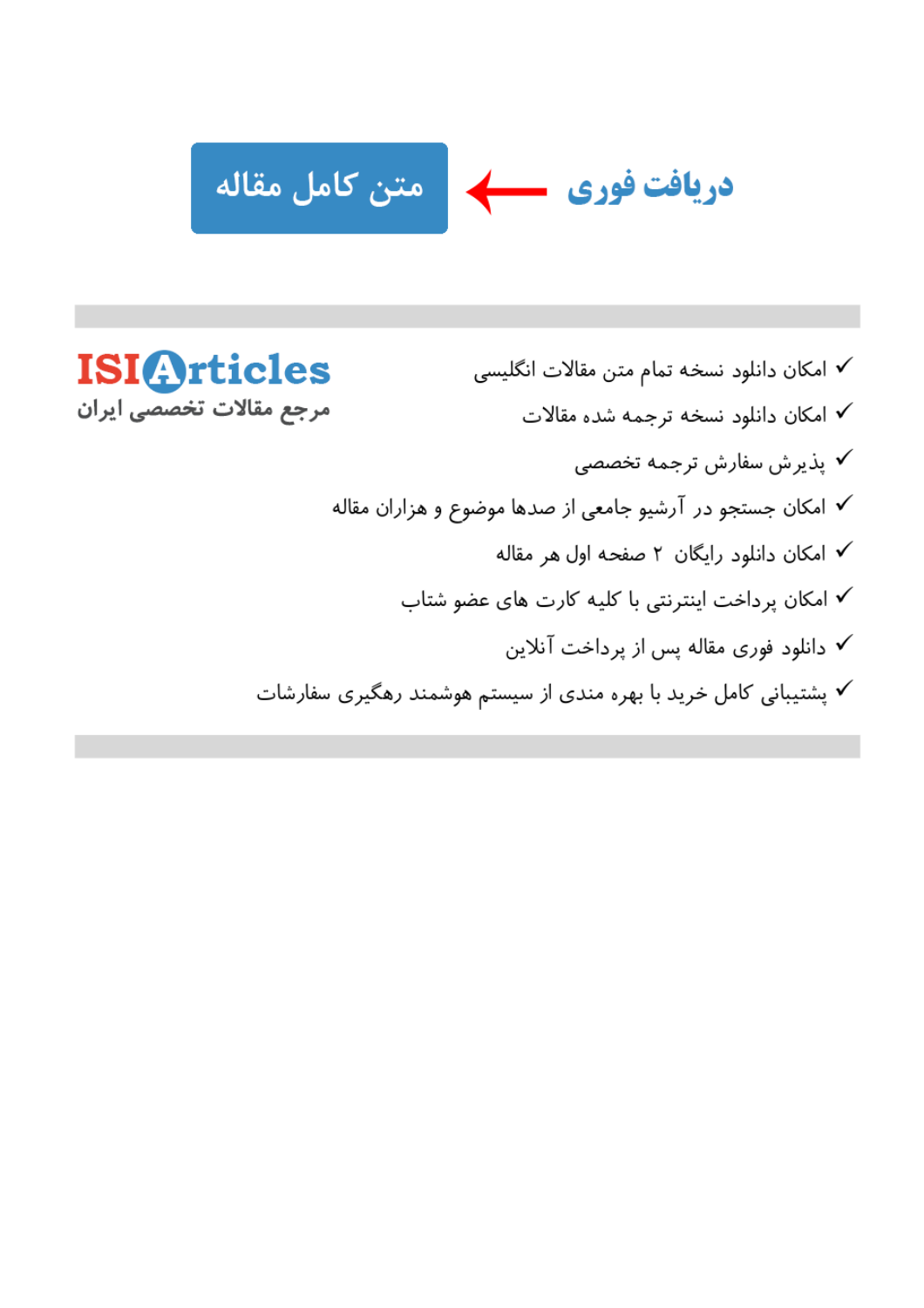دریافت فوری ← **متن کامل مقاله**

**ISIArticles**
مرجع مقالات تخصصی ایران

- ✓ امکان دانلود نسخه تمام متن مقالات انگلیسی
- ✓ امکان دانلود نسخه ترجمه شده مقالات
- ✓ پذیرش سفارش ترجمه تخصصی
- ✓ امکان جستجو در آرشیو جامعی از صدها موضوع و هزاران مقاله
- ✓ امکان دانلود رایگان ۲ صفحه اول هر مقاله
- ✓ امکان پرداخت اینترنتی با کلیه کارت های عضو شتاب
- ✓ دانلود فوری مقاله پس از پرداخت آنلاین
- ✓ پشتیبانی کامل خرید با بهره مندی از سیستم هوشمند رهگیری سفارشات